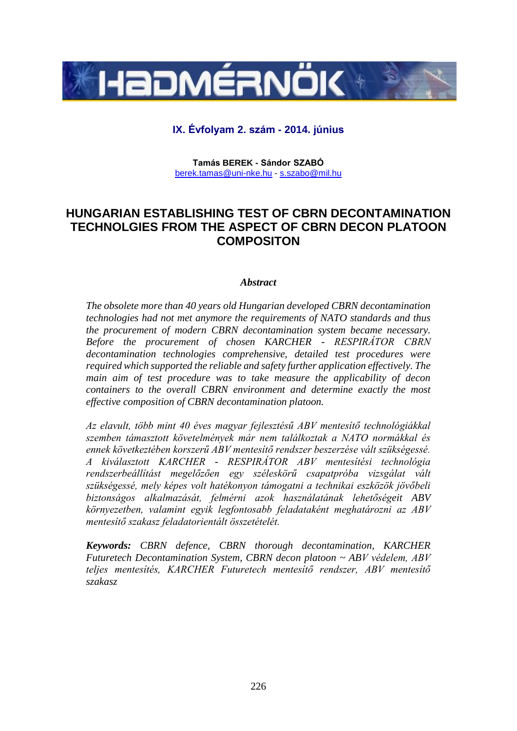**IX. Évfolyam 2. szám - 2014. június**

**Tamás BEREK - Sándor SZABÓ**
berek.tamas@uni-nke.hu - s.szabo@mil.hu

# HUNGARIAN ESTABLISHING TEST OF CBRN DECONTAMINATION TECHNOLGIES FROM THE ASPECT OF CBRN DECON PLATOON COMPOSITON

***Abstract***

*The obsolete more than 40 years old Hungarian developed CBRN decontamination technologies had not met anymore the requirements of NATO standards and thus the procurement of modern CBRN decontamination system became necessary. Before the procurement of chosen KARCHER - RESPIRÁTOR CBRN decontamination technologies comprehensive, detailed test procedures were required which supported the reliable and safety further application effectively. The main aim of test procedure was to take measure the applicability of decon containers to the overall CBRN environment and determine exactly the most effective composition of CBRN decontamination platoon.*

*Az elavult, több mint 40 éves magyar fejlesztésű ABV mentesítő technológiákkal szemben támasztott követelmények már nem találkoztak a NATO normákkal és ennek következtében korszerű ABV mentesítő rendszer beszerzése vált szükségessé. A kiválasztott KARCHER - RESPIRÁTOR ABV mentesítési technológia rendszerbeállítást megelőzően egy széleskörű csapatpróba vizsgálat vált szükségessé, mely képes volt hatékonyon támogatni a technikai eszközök jövőbeli biztonságos alkalmazását, felmérni azok használatának lehetőségeit ABV környezetben, valamint egyik legfontosabb feladataként meghatározni az ABV mentesítő szakasz feladatorientált összetételét.*

***Keywords:*** *CBRN defence, CBRN thorough decontamination, KARCHER Futuretech Decontamination System, CBRN decon platoon ~ ABV védelem, ABV teljes mentesítés, KARCHER Futuretech mentesítő rendszer, ABV mentesítő szakasz*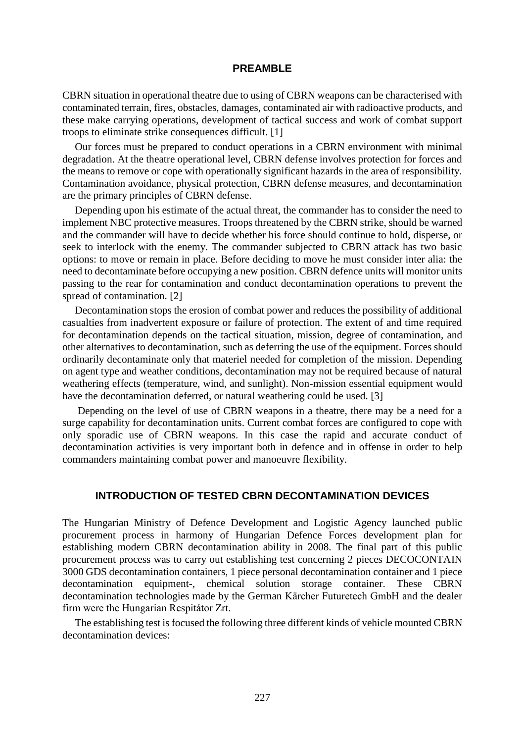## PREAMBLE

CBRN situation in operational theatre due to using of CBRN weapons can be characterised with contaminated terrain, fires, obstacles, damages, contaminated air with radioactive products, and these make carrying operations, development of tactical success and work of combat support troops to eliminate strike consequences difficult. [1]

Our forces must be prepared to conduct operations in a CBRN environment with minimal degradation. At the theatre operational level, CBRN defense involves protection for forces and the means to remove or cope with operationally significant hazards in the area of responsibility. Contamination avoidance, physical protection, CBRN defense measures, and decontamination are the primary principles of CBRN defense.

Depending upon his estimate of the actual threat, the commander has to consider the need to implement NBC protective measures. Troops threatened by the CBRN strike, should be warned and the commander will have to decide whether his force should continue to hold, disperse, or seek to interlock with the enemy. The commander subjected to CBRN attack has two basic options: to move or remain in place. Before deciding to move he must consider inter alia: the need to decontaminate before occupying a new position. CBRN defence units will monitor units passing to the rear for contamination and conduct decontamination operations to prevent the spread of contamination. [2]

Decontamination stops the erosion of combat power and reduces the possibility of additional casualties from inadvertent exposure or failure of protection. The extent of and time required for decontamination depends on the tactical situation, mission, degree of contamination, and other alternatives to decontamination, such as deferring the use of the equipment. Forces should ordinarily decontaminate only that materiel needed for completion of the mission. Depending on agent type and weather conditions, decontamination may not be required because of natural weathering effects (temperature, wind, and sunlight). Non-mission essential equipment would have the decontamination deferred, or natural weathering could be used. [3]

Depending on the level of use of CBRN weapons in a theatre, there may be a need for a surge capability for decontamination units. Current combat forces are configured to cope with only sporadic use of CBRN weapons. In this case the rapid and accurate conduct of decontamination activities is very important both in defence and in offense in order to help commanders maintaining combat power and manoeuvre flexibility.

## INTRODUCTION OF TESTED CBRN DECONTAMINATION DEVICES

The Hungarian Ministry of Defence Development and Logistic Agency launched public procurement process in harmony of Hungarian Defence Forces development plan for establishing modern CBRN decontamination ability in 2008. The final part of this public procurement process was to carry out establishing test concerning 2 pieces DECOCONTAIN 3000 GDS decontamination containers, 1 piece personal decontamination container and 1 piece decontamination equipment-, chemical solution storage container. These CBRN decontamination technologies made by the German Kärcher Futuretech GmbH and the dealer firm were the Hungarian Respitátor Zrt.

The establishing test is focused the following three different kinds of vehicle mounted CBRN decontamination devices: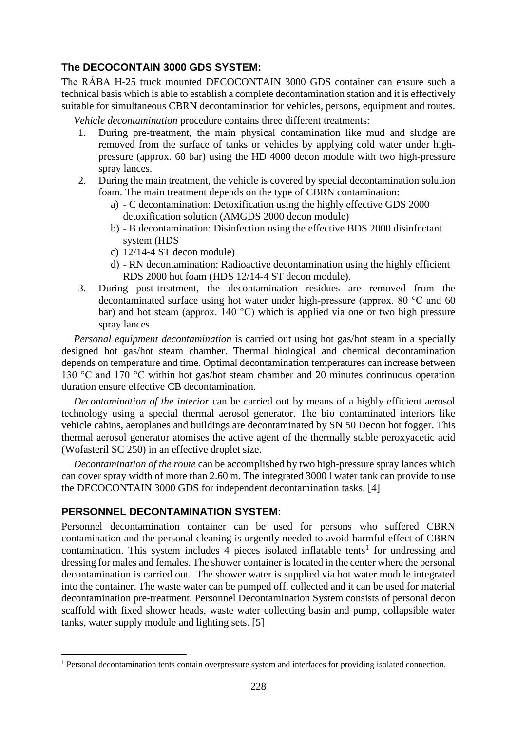### The DECOCONTAIN 3000 GDS SYSTEM:

The RÁBA H-25 truck mounted DECOCONTAIN 3000 GDS container can ensure such a technical basis which is able to establish a complete decontamination station and it is effectively suitable for simultaneous CBRN decontamination for vehicles, persons, equipment and routes.

*Vehicle decontamination* procedure contains three different treatments:

1. During pre-treatment, the main physical contamination like mud and sludge are removed from the surface of tanks or vehicles by applying cold water under high-pressure (approx. 60 bar) using the HD 4000 decon module with two high-pressure spray lances.
2. During the main treatment, the vehicle is covered by special decontamination solution foam. The main treatment depends on the type of CBRN contamination:
   a) - C decontamination: Detoxification using the highly effective GDS 2000 detoxification solution (AMGDS 2000 decon module)
   b) - B decontamination: Disinfection using the effective BDS 2000 disinfectant system (HDS
   c) 12/14-4 ST decon module)
   d) - RN decontamination: Radioactive decontamination using the highly efficient RDS 2000 hot foam (HDS 12/14-4 ST decon module).
3. During post-treatment, the decontamination residues are removed from the decontaminated surface using hot water under high-pressure (approx. 80 °C and 60 bar) and hot steam (approx. 140 °C) which is applied via one or two high pressure spray lances.

*Personal equipment decontamination* is carried out using hot gas/hot steam in a specially designed hot gas/hot steam chamber. Thermal biological and chemical decontamination depends on temperature and time. Optimal decontamination temperatures can increase between 130 °C and 170 °C within hot gas/hot steam chamber and 20 minutes continuous operation duration ensure effective CB decontamination.

*Decontamination of the interior* can be carried out by means of a highly efficient aerosol technology using a special thermal aerosol generator. The bio contaminated interiors like vehicle cabins, aeroplanes and buildings are decontaminated by SN 50 Decon hot fogger. This thermal aerosol generator atomises the active agent of the thermally stable peroxyacetic acid (Wofasteril SC 250) in an effective droplet size.

*Decontamination of the route* can be accomplished by two high-pressure spray lances which can cover spray width of more than 2.60 m. The integrated 3000 l water tank can provide to use the DECOCONTAIN 3000 GDS for independent decontamination tasks. [4]

### PERSONNEL DECONTAMINATION SYSTEM:

Personnel decontamination container can be used for persons who suffered CBRN contamination and the personal cleaning is urgently needed to avoid harmful effect of CBRN contamination. This system includes 4 pieces isolated inflatable tents[1] for undressing and dressing for males and females. The shower container is located in the center where the personal decontamination is carried out. The shower water is supplied via hot water module integrated into the container. The waste water can be pumped off, collected and it can be used for material decontamination pre-treatment. Personnel Decontamination System consists of personal decon scaffold with fixed shower heads, waste water collecting basin and pump, collapsible water tanks, water supply module and lighting sets. [5]

---

[1] Personal decontamination tents contain overpressure system and interfaces for providing isolated connection.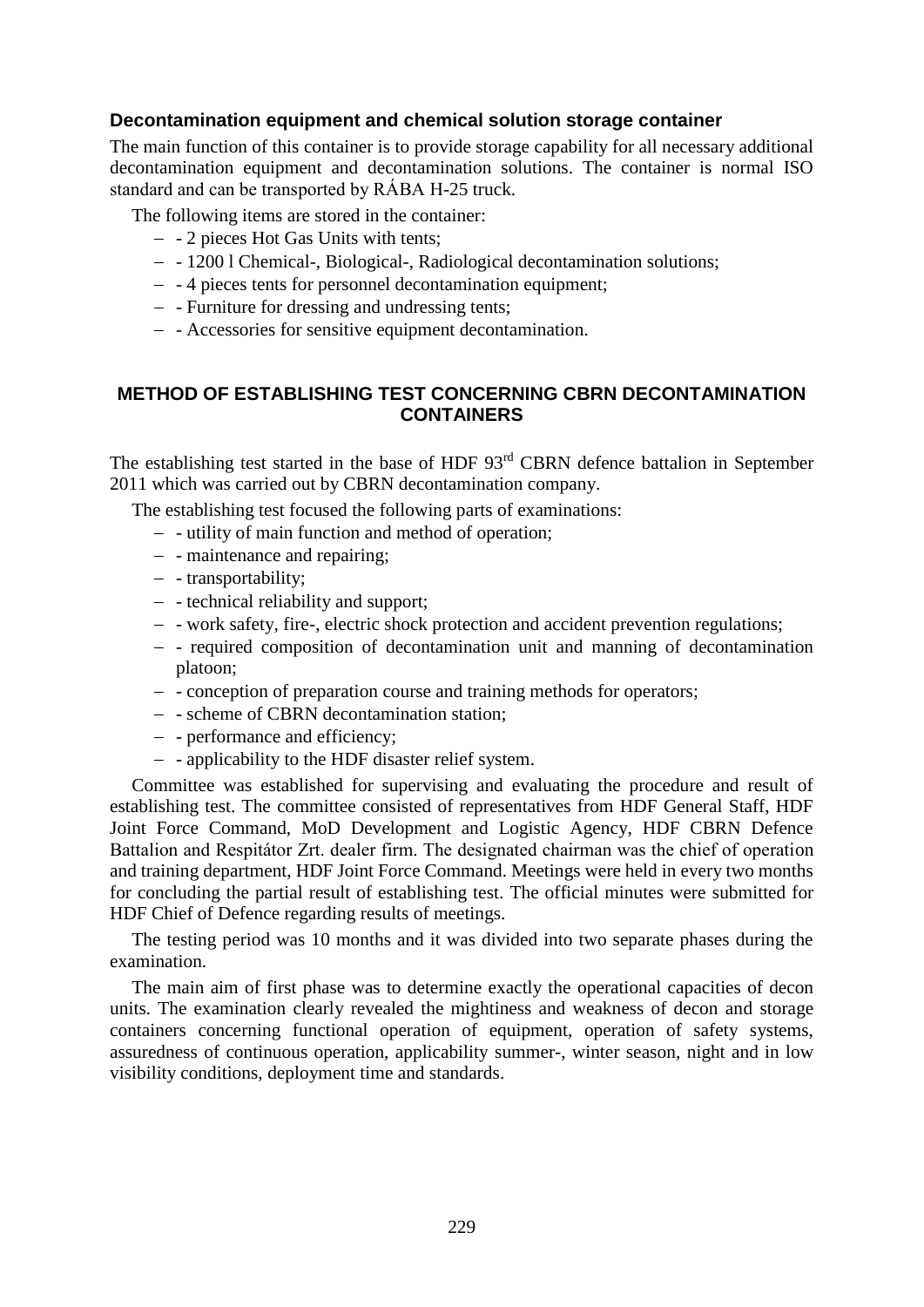### Decontamination equipment and chemical solution storage container

The main function of this container is to provide storage capability for all necessary additional decontamination equipment and decontamination solutions. The container is normal ISO standard and can be transported by RÁBA H-25 truck.

The following items are stored in the container:

- - 2 pieces Hot Gas Units with tents;
- - 1200 l Chemical-, Biological-, Radiological decontamination solutions;
- - 4 pieces tents for personnel decontamination equipment;
- - Furniture for dressing and undressing tents;
- - Accessories for sensitive equipment decontamination.

## METHOD OF ESTABLISHING TEST CONCERNING CBRN DECONTAMINATION CONTAINERS

The establishing test started in the base of HDF 93rd CBRN defence battalion in September 2011 which was carried out by CBRN decontamination company.

The establishing test focused the following parts of examinations:

- - utility of main function and method of operation;
- - maintenance and repairing;
- - transportability;
- - technical reliability and support;
- - work safety, fire-, electric shock protection and accident prevention regulations;
- - required composition of decontamination unit and manning of decontamination platoon;
- - conception of preparation course and training methods for operators;
- - scheme of CBRN decontamination station;
- - performance and efficiency;
- - applicability to the HDF disaster relief system.

Committee was established for supervising and evaluating the procedure and result of establishing test. The committee consisted of representatives from HDF General Staff, HDF Joint Force Command, MoD Development and Logistic Agency, HDF CBRN Defence Battalion and Respitátor Zrt. dealer firm. The designated chairman was the chief of operation and training department, HDF Joint Force Command. Meetings were held in every two months for concluding the partial result of establishing test. The official minutes were submitted for HDF Chief of Defence regarding results of meetings.

The testing period was 10 months and it was divided into two separate phases during the examination.

The main aim of first phase was to determine exactly the operational capacities of decon units. The examination clearly revealed the mightiness and weakness of decon and storage containers concerning functional operation of equipment, operation of safety systems, assuredness of continuous operation, applicability summer-, winter season, night and in low visibility conditions, deployment time and standards.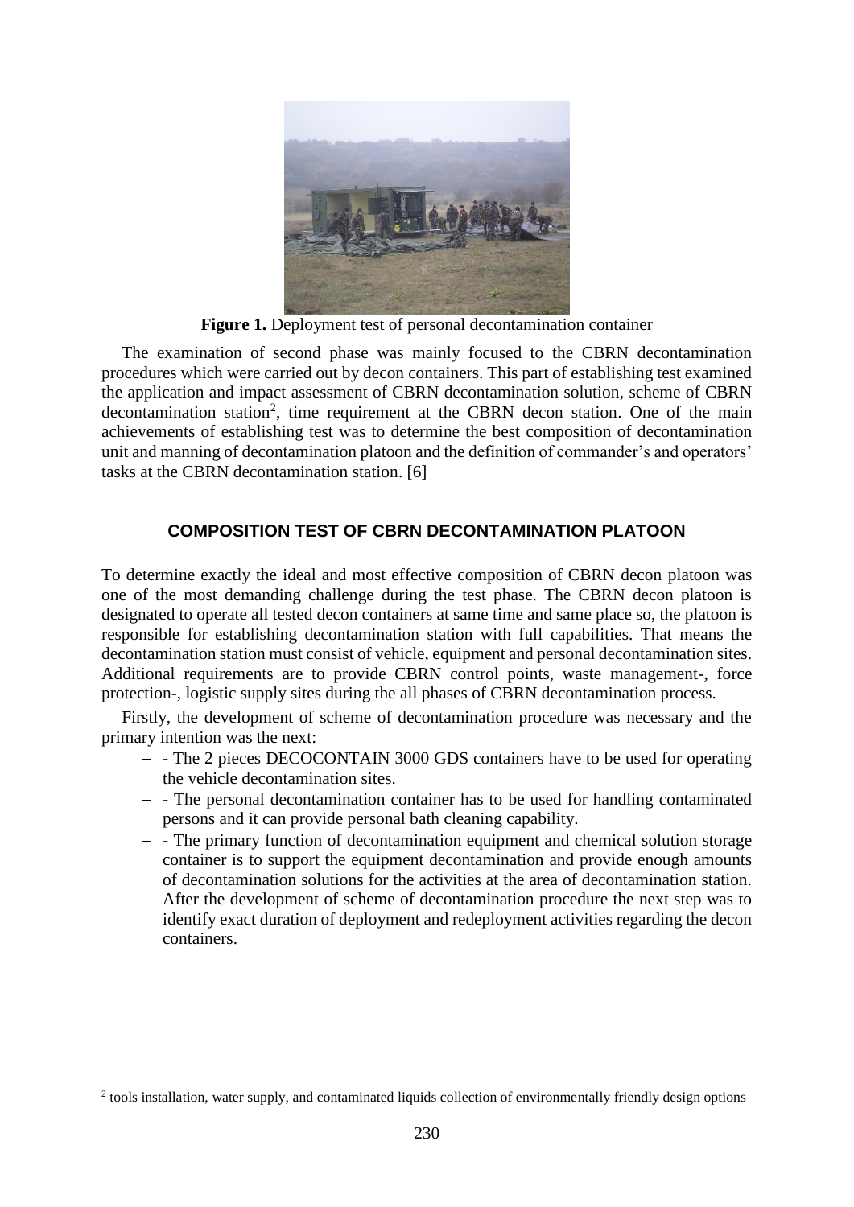**Figure 1.** Deployment test of personal decontamination container

The examination of second phase was mainly focused to the CBRN decontamination procedures which were carried out by decon containers. This part of establishing test examined the application and impact assessment of CBRN decontamination solution, scheme of CBRN decontamination station[2], time requirement at the CBRN decon station. One of the main achievements of establishing test was to determine the best composition of decontamination unit and manning of decontamination platoon and the definition of commander's and operators' tasks at the CBRN decontamination station. [6]

## COMPOSITION TEST OF CBRN DECONTAMINATION PLATOON

To determine exactly the ideal and most effective composition of CBRN decon platoon was one of the most demanding challenge during the test phase. The CBRN decon platoon is designated to operate all tested decon containers at same time and same place so, the platoon is responsible for establishing decontamination station with full capabilities. That means the decontamination station must consist of vehicle, equipment and personal decontamination sites. Additional requirements are to provide CBRN control points, waste management-, force protection-, logistic supply sites during the all phases of CBRN decontamination process.

Firstly, the development of scheme of decontamination procedure was necessary and the primary intention was the next:

- - The 2 pieces DECOCONTAIN 3000 GDS containers have to be used for operating the vehicle decontamination sites.
- - The personal decontamination container has to be used for handling contaminated persons and it can provide personal bath cleaning capability.
- - The primary function of decontamination equipment and chemical solution storage container is to support the equipment decontamination and provide enough amounts of decontamination solutions for the activities at the area of decontamination station. After the development of scheme of decontamination procedure the next step was to identify exact duration of deployment and redeployment activities regarding the decon containers.

[2] tools installation, water supply, and contaminated liquids collection of environmentally friendly design options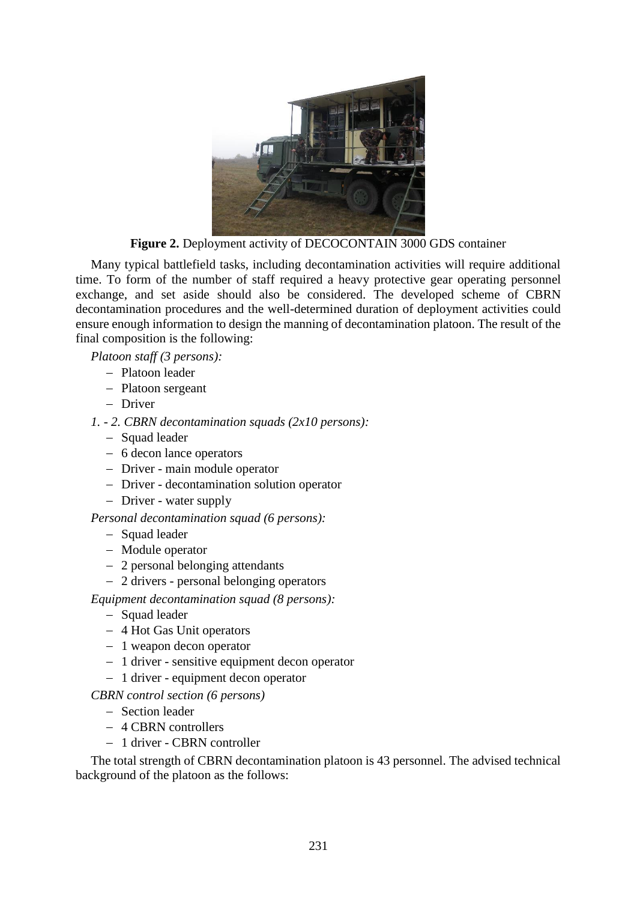**Figure 2.** Deployment activity of DECOCONTAIN 3000 GDS container

Many typical battlefield tasks, including decontamination activities will require additional time. To form of the number of staff required a heavy protective gear operating personnel exchange, and set aside should also be considered. The developed scheme of CBRN decontamination procedures and the well-determined duration of deployment activities could ensure enough information to design the manning of decontamination platoon. The result of the final composition is the following:

*Platoon staff (3 persons):*

- Platoon leader
- Platoon sergeant
- Driver

*1. - 2. CBRN decontamination squads (2x10 persons):*

- Squad leader
- 6 decon lance operators
- Driver - main module operator
- Driver - decontamination solution operator
- Driver - water supply

*Personal decontamination squad (6 persons):*

- Squad leader
- Module operator
- 2 personal belonging attendants
- 2 drivers - personal belonging operators

*Equipment decontamination squad (8 persons):*

- Squad leader
- 4 Hot Gas Unit operators
- 1 weapon decon operator
- 1 driver - sensitive equipment decon operator
- 1 driver - equipment decon operator

*CBRN control section (6 persons)*

- Section leader
- 4 CBRN controllers
- 1 driver - CBRN controller

The total strength of CBRN decontamination platoon is 43 personnel. The advised technical background of the platoon as the follows: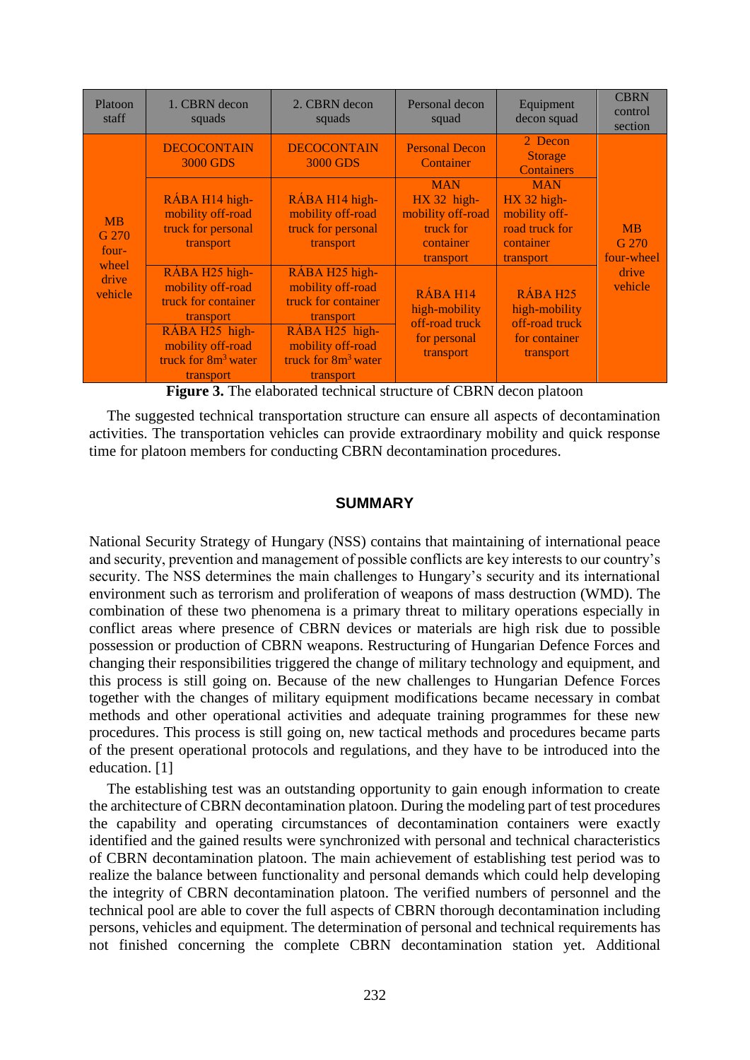| Platoon staff | 1. CBRN decon squads | 2. CBRN decon squads | Personal decon squad | Equipment decon squad | CBRN control section |
|---|---|---|---|---|---|
| MB G 270 four-wheel drive vehicle | DECOCONTAIN 3000 GDS | DECOCONTAIN 3000 GDS | Personal Decon Container | 2 Decon Storage Containers | MB G 270 four-wheel drive vehicle |
| | RÁBA H14 high-mobility off-road truck for personal transport | RÁBA H14 high-mobility off-road truck for personal transport | MAN HX 32 high-mobility off-road truck for container transport | MAN HX 32 high-mobility off-road truck for container transport | |
| | RÁBA H25 high-mobility off-road truck for container transport | RÁBA H25 high-mobility off-road truck for container transport | RÁBA H14 high-mobility off-road truck for personal transport | RÁBA H25 high-mobility off-road truck for container transport | |
| | RÁBA H25 high-mobility off-road truck for 8m$^3$ water transport | RÁBA H25 high-mobility off-road truck for 8m$^3$ water transport | | | |

**Figure 3.** The elaborated technical structure of CBRN decon platoon

The suggested technical transportation structure can ensure all aspects of decontamination activities. The transportation vehicles can provide extraordinary mobility and quick response time for platoon members for conducting CBRN decontamination procedures.

## SUMMARY

National Security Strategy of Hungary (NSS) contains that maintaining of international peace and security, prevention and management of possible conflicts are key interests to our country's security. The NSS determines the main challenges to Hungary's security and its international environment such as terrorism and proliferation of weapons of mass destruction (WMD). The combination of these two phenomena is a primary threat to military operations especially in conflict areas where presence of CBRN devices or materials are high risk due to possible possession or production of CBRN weapons. Restructuring of Hungarian Defence Forces and changing their responsibilities triggered the change of military technology and equipment, and this process is still going on. Because of the new challenges to Hungarian Defence Forces together with the changes of military equipment modifications became necessary in combat methods and other operational activities and adequate training programmes for these new procedures. This process is still going on, new tactical methods and procedures became parts of the present operational protocols and regulations, and they have to be introduced into the education. [1]

The establishing test was an outstanding opportunity to gain enough information to create the architecture of CBRN decontamination platoon. During the modeling part of test procedures the capability and operating circumstances of decontamination containers were exactly identified and the gained results were synchronized with personal and technical characteristics of CBRN decontamination platoon. The main achievement of establishing test period was to realize the balance between functionality and personal demands which could help developing the integrity of CBRN decontamination platoon. The verified numbers of personnel and the technical pool are able to cover the full aspects of CBRN thorough decontamination including persons, vehicles and equipment. The determination of personal and technical requirements has not finished concerning the complete CBRN decontamination station yet. Additional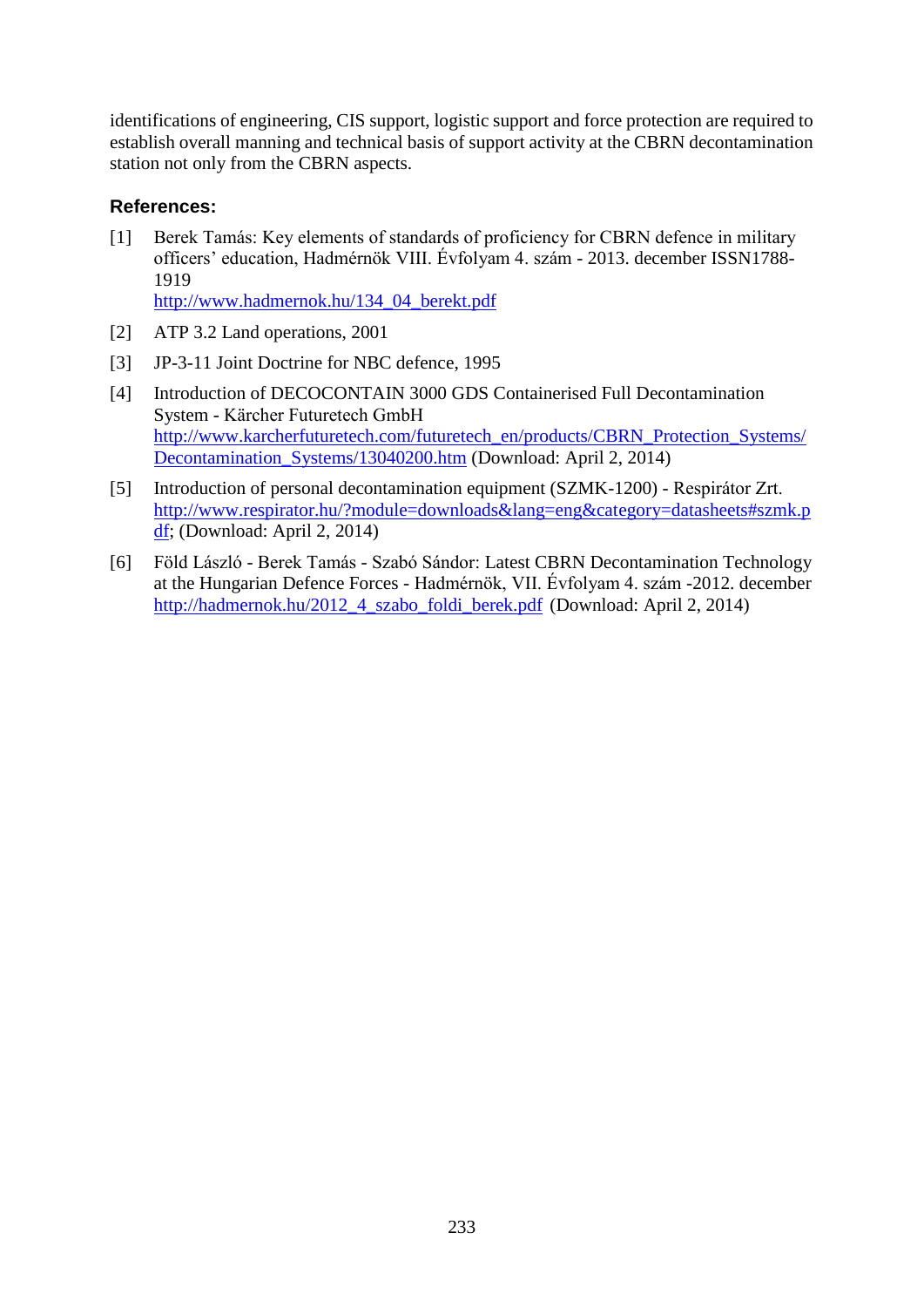identifications of engineering, CIS support, logistic support and force protection are required to establish overall manning and technical basis of support activity at the CBRN decontamination station not only from the CBRN aspects.

## References:

[1] Berek Tamás: Key elements of standards of proficiency for CBRN defence in military officers' education, Hadmérnök VIII. Évfolyam 4. szám - 2013. december ISSN1788-1919 http://www.hadmernok.hu/134_04_berekt.pdf

[2] ATP 3.2 Land operations, 2001

[3] JP-3-11 Joint Doctrine for NBC defence, 1995

[4] Introduction of DECOCONTAIN 3000 GDS Containerised Full Decontamination System - Kärcher Futuretech GmbH http://www.karcherfuturetech.com/futuretech_en/products/CBRN_Protection_Systems/Decontamination_Systems/13040200.htm (Download: April 2, 2014)

[5] Introduction of personal decontamination equipment (SZMK-1200) - Respirátor Zrt. http://www.respirator.hu/?module=downloads&lang=eng&category=datasheets#szmk.pdf; (Download: April 2, 2014)

[6] Föld László - Berek Tamás - Szabó Sándor: Latest CBRN Decontamination Technology at the Hungarian Defence Forces - Hadmérnök, VII. Évfolyam 4. szám -2012. december http://hadmernok.hu/2012_4_szabo_foldi_berek.pdf (Download: April 2, 2014)